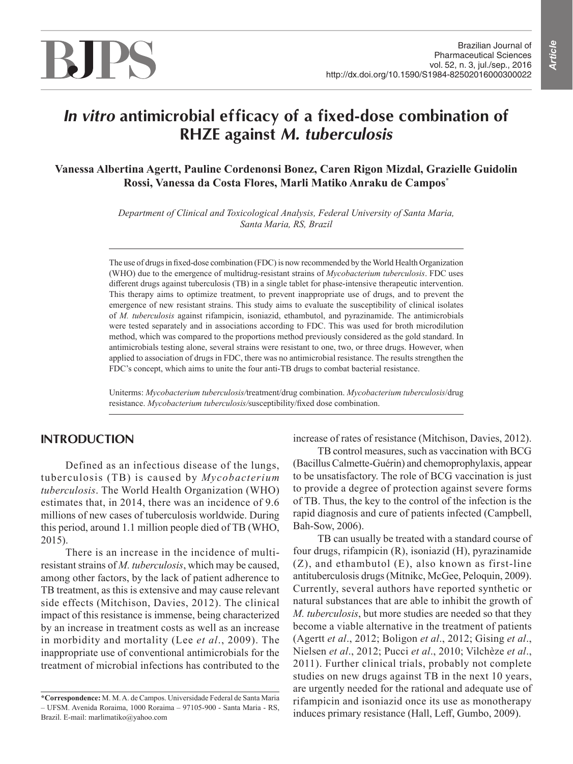# *In vitro* antimicrobial efficacy of a fixed-dose combination of RHZE against *M. tuberculosis*

**Vanessa Albertina Agertt, Pauline Cordenonsi Bonez, Caren Rigon Mizdal, Grazielle Guidolin Rossi, Vanessa da Costa Flores, Marli Matiko Anraku de Campos***

*Department of Clinical and Toxicological Analysis, Federal University of Santa Maria, Santa Maria, RS, Brazil*

The use of drugs in fixed-dose combination (FDC) is now recommended by the World Health Organization (WHO) due to the emergence of multidrug-resistant strains of *Mycobacterium tuberculosis*. FDC uses different drugs against tuberculosis (TB) in a single tablet for phase-intensive therapeutic intervention. This therapy aims to optimize treatment, to prevent inappropriate use of drugs, and to prevent the emergence of new resistant strains. This study aims to evaluate the susceptibility of clinical isolates of *M. tuberculosis* against rifampicin, isoniazid, ethambutol, and pyrazinamide. The antimicrobials were tested separately and in associations according to FDC. This was used for broth microdilution method, which was compared to the proportions method previously considered as the gold standard. In antimicrobials testing alone, several strains were resistant to one, two, or three drugs. However, when applied to association of drugs in FDC, there was no antimicrobial resistance. The results strengthen the FDC's concept, which aims to unite the four anti-TB drugs to combat bacterial resistance.

Uniterms: *Mycobacterium tuberculosis*/treatment/drug combination. *Mycobacterium tuberculosis*/drug resistance. *Mycobacterium tuberculosis*/susceptibility/fixed dose combination.

## INTRODUCTION

Defined as an infectious disease of the lungs, tuberculosis (TB) is caused by *Mycobacterium tuberculosis*. The World Health Organization (WHO) estimates that, in 2014, there was an incidence of 9.6 millions of new cases of tuberculosis worldwide. During this period, around 1.1 million people died of TB (WHO, 2015).

There is an increase in the incidence of multi-resistant strains of *M. tuberculosis*, which may be caused, among other factors, by the lack of patient adherence to TB treatment, as this is extensive and may cause relevant side effects (Mitchison, Davies, 2012). The clinical impact of this resistance is immense, being characterized by an increase in treatment costs as well as an increase in morbidity and mortality (Lee *et al*., 2009). The inappropriate use of conventional antimicrobials for the treatment of microbial infections has contributed to the increase of rates of resistance (Mitchison, Davies, 2012).

TB control measures, such as vaccination with BCG (Bacillus Calmette-Guérin) and chemoprophylaxis, appear to be unsatisfactory. The role of BCG vaccination is just to provide a degree of protection against severe forms of TB. Thus, the key to the control of the infection is the rapid diagnosis and cure of patients infected (Campbell, Bah-Sow, 2006).

TB can usually be treated with a standard course of four drugs, rifampicin (R), isoniazid (H), pyrazinamide (Z), and ethambutol (E), also known as first-line antituberculosis drugs (Mitnikc, McGee, Peloquin, 2009). Currently, several authors have reported synthetic or natural substances that are able to inhibit the growth of *M. tuberculosis*, but more studies are needed so that they become a viable alternative in the treatment of patients (Agertt *et al*., 2012; Boligon *et al*., 2012; Gising *et al*., Nielsen *et al*., 2012; Pucci *et al*., 2010; Vilchèze *et al*., 2011). Further clinical trials, probably not complete studies on new drugs against TB in the next 10 years, are urgently needed for the rational and adequate use of rifampicin and isoniazid once its use as monotherapy induces primary resistance (Hall, Leff, Gumbo, 2009).

***Correspondence:** M. M. A. de Campos. Universidade Federal de Santa Maria – UFSM. Avenida Roraima, 1000 Roraima – 97105-900 - Santa Maria - RS, Brazil. E-mail: marlimatiko@yahoo.com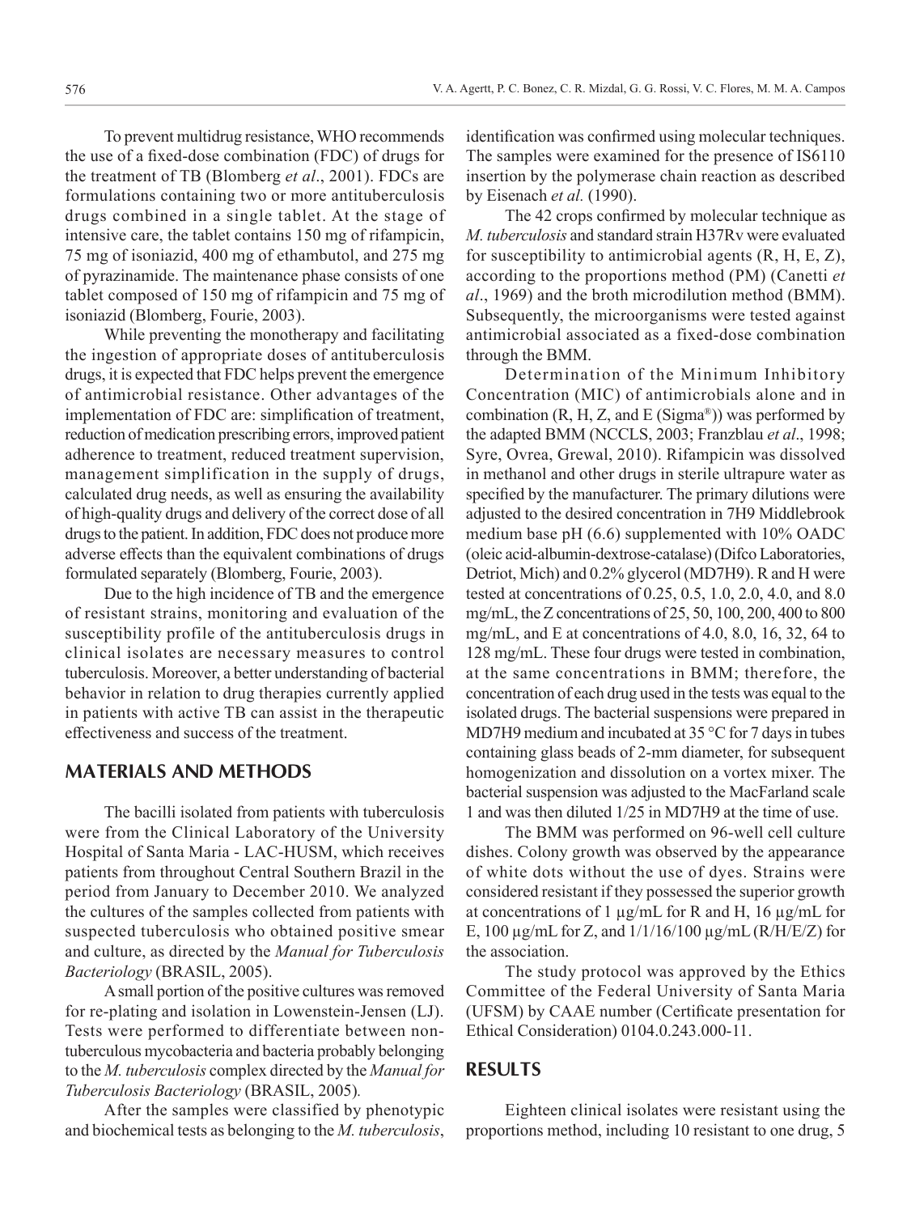To prevent multidrug resistance, WHO recommends the use of a fixed-dose combination (FDC) of drugs for the treatment of TB (Blomberg *et al*., 2001). FDCs are formulations containing two or more antituberculosis drugs combined in a single tablet. At the stage of intensive care, the tablet contains 150 mg of rifampicin, 75 mg of isoniazid, 400 mg of ethambutol, and 275 mg of pyrazinamide. The maintenance phase consists of one tablet composed of 150 mg of rifampicin and 75 mg of isoniazid (Blomberg, Fourie, 2003).

While preventing the monotherapy and facilitating the ingestion of appropriate doses of antituberculosis drugs, it is expected that FDC helps prevent the emergence of antimicrobial resistance. Other advantages of the implementation of FDC are: simplification of treatment, reduction of medication prescribing errors, improved patient adherence to treatment, reduced treatment supervision, management simplification in the supply of drugs, calculated drug needs, as well as ensuring the availability of high-quality drugs and delivery of the correct dose of all drugs to the patient. In addition, FDC does not produce more adverse effects than the equivalent combinations of drugs formulated separately (Blomberg, Fourie, 2003).

Due to the high incidence of TB and the emergence of resistant strains, monitoring and evaluation of the susceptibility profile of the antituberculosis drugs in clinical isolates are necessary measures to control tuberculosis. Moreover, a better understanding of bacterial behavior in relation to drug therapies currently applied in patients with active TB can assist in the therapeutic effectiveness and success of the treatment.

## MATERIALS AND METHODS

The bacilli isolated from patients with tuberculosis were from the Clinical Laboratory of the University Hospital of Santa Maria - LAC-HUSM, which receives patients from throughout Central Southern Brazil in the period from January to December 2010. We analyzed the cultures of the samples collected from patients with suspected tuberculosis who obtained positive smear and culture, as directed by the *Manual for Tuberculosis Bacteriology* (BRASIL, 2005).

A small portion of the positive cultures was removed for re-plating and isolation in Lowenstein-Jensen (LJ). Tests were performed to differentiate between non-tuberculous mycobacteria and bacteria probably belonging to the *M. tuberculosis* complex directed by the *Manual for Tuberculosis Bacteriology* (BRASIL, 2005).

After the samples were classified by phenotypic and biochemical tests as belonging to the *M. tuberculosis*, identification was confirmed using molecular techniques. The samples were examined for the presence of IS6110 insertion by the polymerase chain reaction as described by Eisenach *et al.* (1990).

The 42 crops confirmed by molecular technique as *M. tuberculosis* and standard strain H37Rv were evaluated for susceptibility to antimicrobial agents (R, H, E, Z), according to the proportions method (PM) (Canetti *et al*., 1969) and the broth microdilution method (BMM). Subsequently, the microorganisms were tested against antimicrobial associated as a fixed-dose combination through the BMM.

Determination of the Minimum Inhibitory Concentration (MIC) of antimicrobials alone and in combination (R, H, Z, and E (Sigma®)) was performed by the adapted BMM (NCCLS, 2003; Franzblau *et al*., 1998; Syre, Ovrea, Grewal, 2010). Rifampicin was dissolved in methanol and other drugs in sterile ultrapure water as specified by the manufacturer. The primary dilutions were adjusted to the desired concentration in 7H9 Middlebrook medium base pH (6.6) supplemented with 10% OADC (oleic acid-albumin-dextrose-catalase) (Difco Laboratories, Detriot, Mich) and 0.2% glycerol (MD7H9). R and H were tested at concentrations of 0.25, 0.5, 1.0, 2.0, 4.0, and 8.0 mg/mL, the Z concentrations of 25, 50, 100, 200, 400 to 800 mg/mL, and E at concentrations of 4.0, 8.0, 16, 32, 64 to 128 mg/mL. These four drugs were tested in combination, at the same concentrations in BMM; therefore, the concentration of each drug used in the tests was equal to the isolated drugs. The bacterial suspensions were prepared in MD7H9 medium and incubated at 35 °C for 7 days in tubes containing glass beads of 2-mm diameter, for subsequent homogenization and dissolution on a vortex mixer. The bacterial suspension was adjusted to the MacFarland scale 1 and was then diluted 1/25 in MD7H9 at the time of use.

The BMM was performed on 96-well cell culture dishes. Colony growth was observed by the appearance of white dots without the use of dyes. Strains were considered resistant if they possessed the superior growth at concentrations of 1 µg/mL for R and H, 16 µg/mL for E, 100 µg/mL for Z, and 1/1/16/100 µg/mL (R/H/E/Z) for the association.

The study protocol was approved by the Ethics Committee of the Federal University of Santa Maria (UFSM) by CAAE number (Certificate presentation for Ethical Consideration) 0104.0.243.000-11.

## RESULTS

Eighteen clinical isolates were resistant using the proportions method, including 10 resistant to one drug, 5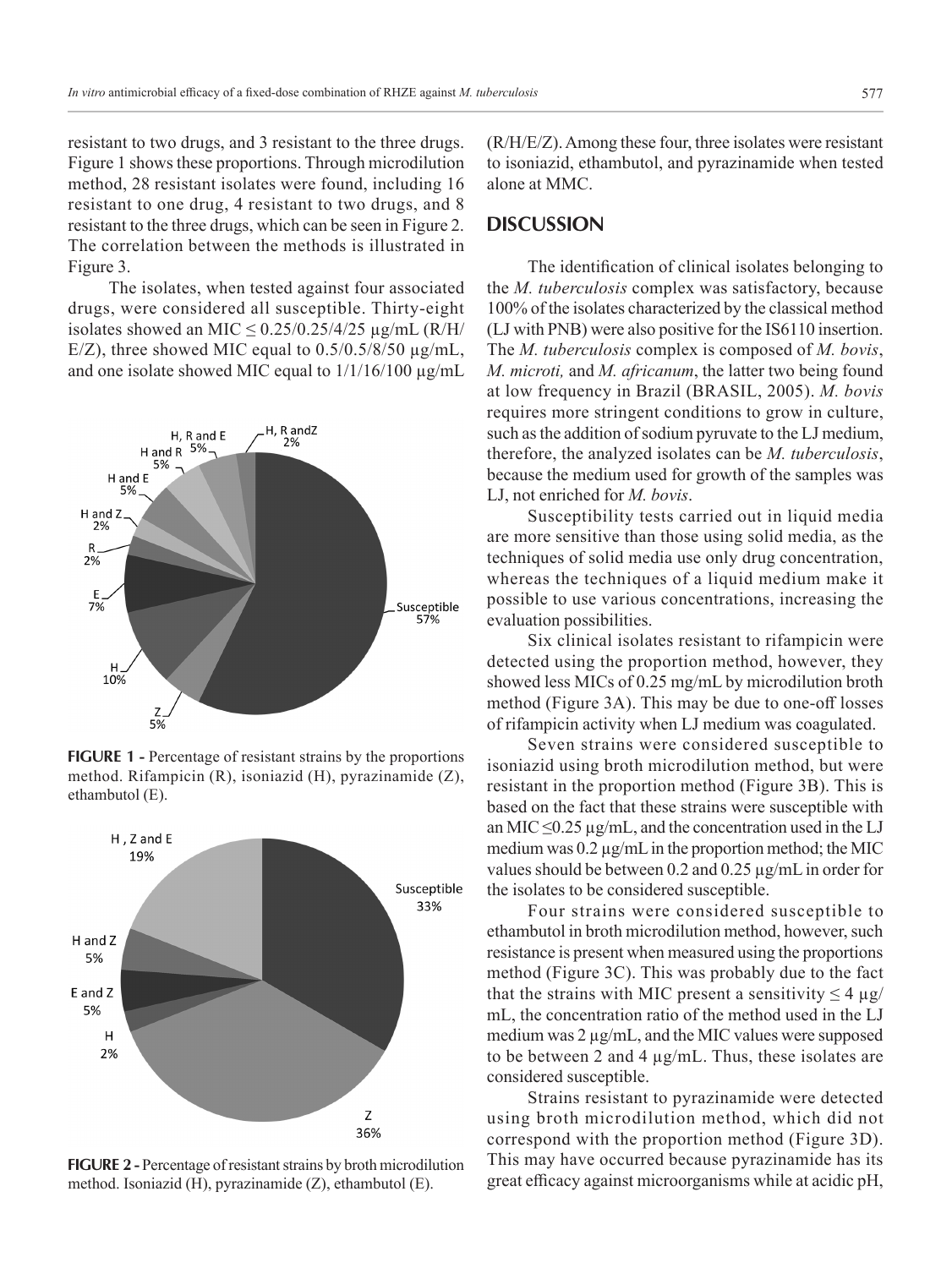resistant to two drugs, and 3 resistant to the three drugs. Figure 1 shows these proportions. Through microdilution method, 28 resistant isolates were found, including 16 resistant to one drug, 4 resistant to two drugs, and 8 resistant to the three drugs, which can be seen in Figure 2. The correlation between the methods is illustrated in Figure 3.

The isolates, when tested against four associated drugs, were considered all susceptible. Thirty-eight isolates showed an MIC ≤ 0.25/0.25/4/25 µg/mL (R/H/E/Z), three showed MIC equal to 0.5/0.5/8/50 µg/mL, and one isolate showed MIC equal to 1/1/16/100 µg/mL (R/H/E/Z). Among these four, three isolates were resistant to isoniazid, ethambutol, and pyrazinamide when tested alone at MMC.

**FIGURE 1 -** Percentage of resistant strains by the proportions method. Rifampicin (R), isoniazid (H), pyrazinamide (Z), ethambutol (E).

**FIGURE 2 -** Percentage of resistant strains by broth microdilution method. Isoniazid (H), pyrazinamide (Z), ethambutol (E).

## DISCUSSION

The identification of clinical isolates belonging to the *M. tuberculosis* complex was satisfactory, because 100% of the isolates characterized by the classical method (LJ with PNB) were also positive for the IS6110 insertion. The *M. tuberculosis* complex is composed of *M. bovis*, *M. microti,* and *M. africanum*, the latter two being found at low frequency in Brazil (BRASIL, 2005). *M. bovis* requires more stringent conditions to grow in culture, such as the addition of sodium pyruvate to the LJ medium, therefore, the analyzed isolates can be *M. tuberculosis*, because the medium used for growth of the samples was LJ, not enriched for *M. bovis*.

Susceptibility tests carried out in liquid media are more sensitive than those using solid media, as the techniques of solid media use only drug concentration, whereas the techniques of a liquid medium make it possible to use various concentrations, increasing the evaluation possibilities.

Six clinical isolates resistant to rifampicin were detected using the proportion method, however, they showed less MICs of 0.25 mg/mL by microdilution broth method (Figure 3A). This may be due to one-off losses of rifampicin activity when LJ medium was coagulated.

Seven strains were considered susceptible to isoniazid using broth microdilution method, but were resistant in the proportion method (Figure 3B). This is based on the fact that these strains were susceptible with an MIC ≤0.25 µg/mL, and the concentration used in the LJ medium was 0.2 µg/mL in the proportion method; the MIC values should be between 0.2 and 0.25 µg/mL in order for the isolates to be considered susceptible.

Four strains were considered susceptible to ethambutol in broth microdilution method, however, such resistance is present when measured using the proportions method (Figure 3C). This was probably due to the fact that the strains with MIC present a sensitivity ≤ 4 µg/mL, the concentration ratio of the method used in the LJ medium was 2 µg/mL, and the MIC values were supposed to be between 2 and 4 µg/mL. Thus, these isolates are considered susceptible.

Strains resistant to pyrazinamide were detected using broth microdilution method, which did not correspond with the proportion method (Figure 3D). This may have occurred because pyrazinamide has its great efficacy against microorganisms while at acidic pH,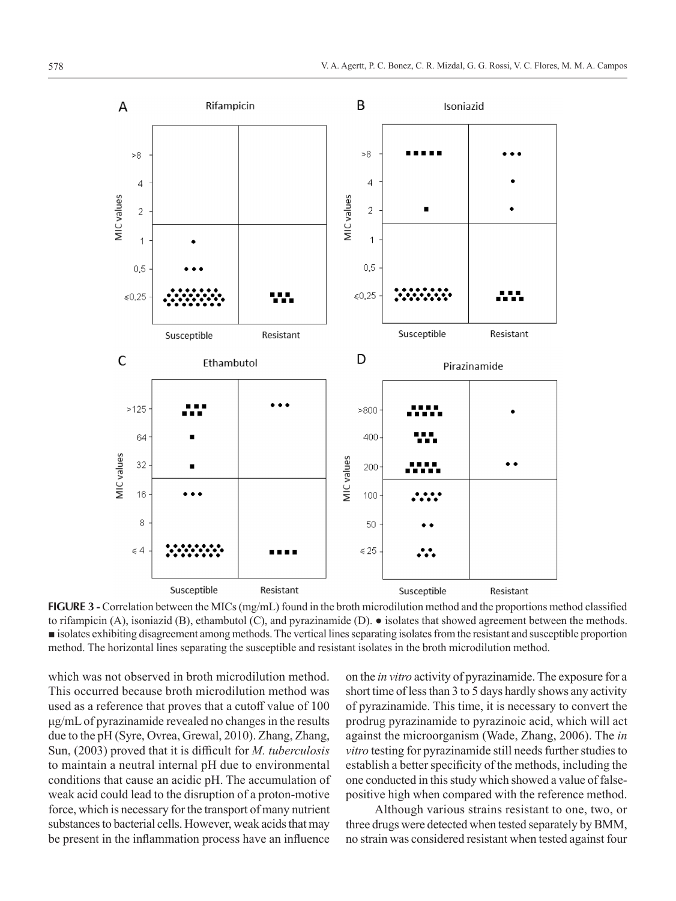**FIGURE 3 -** Correlation between the MICs (mg/mL) found in the broth microdilution method and the proportions method classified to rifampicin (A), isoniazid (B), ethambutol (C), and pyrazinamide (D). ● isolates that showed agreement between the methods. ■ isolates exhibiting disagreement among methods. The vertical lines separating isolates from the resistant and susceptible proportion method. The horizontal lines separating the susceptible and resistant isolates in the broth microdilution method.

which was not observed in broth microdilution method. This occurred because broth microdilution method was used as a reference that proves that a cutoff value of 100 μg/mL of pyrazinamide revealed no changes in the results due to the pH (Syre, Ovrea, Grewal, 2010). Zhang, Zhang, Sun, (2003) proved that it is difficult for *M. tuberculosis* to maintain a neutral internal pH due to environmental conditions that cause an acidic pH. The accumulation of weak acid could lead to the disruption of a proton-motive force, which is necessary for the transport of many nutrient substances to bacterial cells. However, weak acids that may be present in the inflammation process have an influence on the *in vitro* activity of pyrazinamide. The exposure for a short time of less than 3 to 5 days hardly shows any activity of pyrazinamide. This time, it is necessary to convert the prodrug pyrazinamide to pyrazinoic acid, which will act against the microorganism (Wade, Zhang, 2006). The *in vitro* testing for pyrazinamide still needs further studies to establish a better specificity of the methods, including the one conducted in this study which showed a value of false-positive high when compared with the reference method.

Although various strains resistant to one, two, or three drugs were detected when tested separately by BMM, no strain was considered resistant when tested against four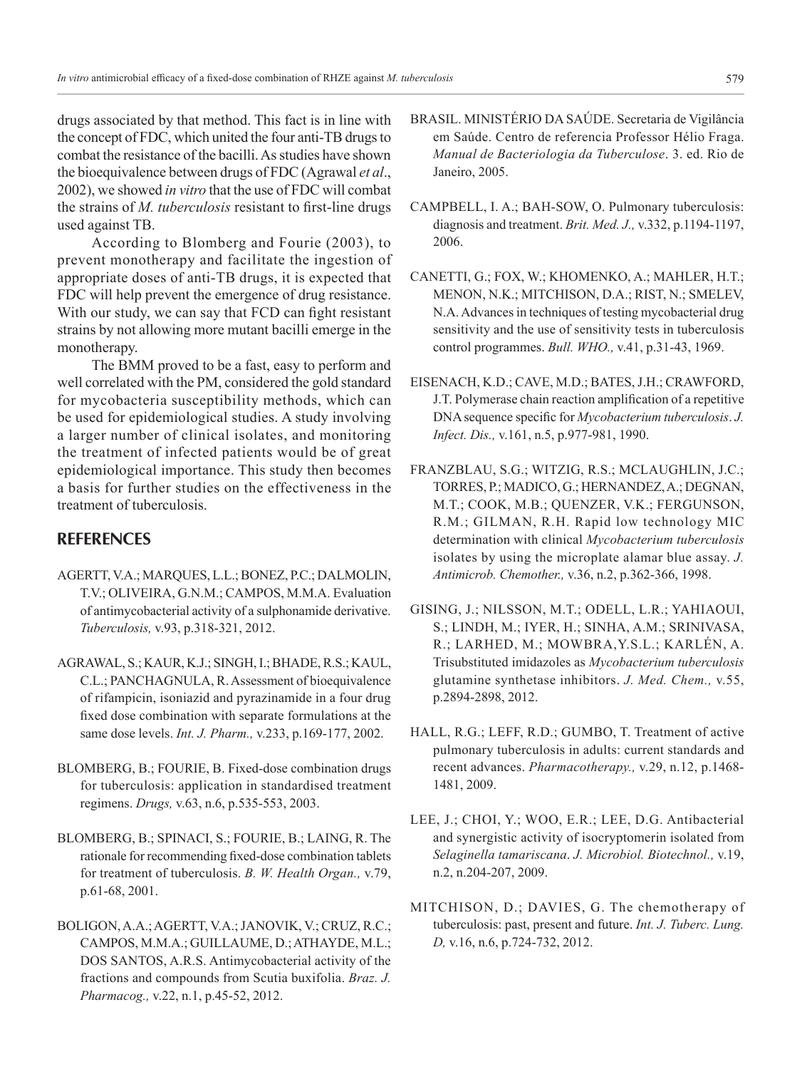drugs associated by that method. This fact is in line with the concept of FDC, which united the four anti-TB drugs to combat the resistance of the bacilli. As studies have shown the bioequivalence between drugs of FDC (Agrawal *et al*., 2002), we showed *in vitro* that the use of FDC will combat the strains of *M. tuberculosis* resistant to first-line drugs used against TB.

According to Blomberg and Fourie (2003), to prevent monotherapy and facilitate the ingestion of appropriate doses of anti-TB drugs, it is expected that FDC will help prevent the emergence of drug resistance. With our study, we can say that FCD can fight resistant strains by not allowing more mutant bacilli emerge in the monotherapy.

The BMM proved to be a fast, easy to perform and well correlated with the PM, considered the gold standard for mycobacteria susceptibility methods, which can be used for epidemiological studies. A study involving a larger number of clinical isolates, and monitoring the treatment of infected patients would be of great epidemiological importance. This study then becomes a basis for further studies on the effectiveness in the treatment of tuberculosis.

## REFERENCES

AGERTT, V.A.; MARQUES, L.L.; BONEZ, P.C.; DALMOLIN, T.V.; OLIVEIRA, G.N.M.; CAMPOS, M.M.A. Evaluation of antimycobacterial activity of a sulphonamide derivative. *Tuberculosis,* v.93, p.318-321, 2012.

AGRAWAL, S.; KAUR, K.J.; SINGH, I.; BHADE, R.S.; KAUL, C.L.; PANCHAGNULA, R. Assessment of bioequivalence of rifampicin, isoniazid and pyrazinamide in a four drug fixed dose combination with separate formulations at the same dose levels. *Int. J. Pharm.,* v.233, p.169-177, 2002.

BLOMBERG, B.; FOURIE, B. Fixed-dose combination drugs for tuberculosis: application in standardised treatment regimens. *Drugs,* v.63, n.6, p.535-553, 2003.

BLOMBERG, B.; SPINACI, S.; FOURIE, B.; LAING, R. The rationale for recommending fixed-dose combination tablets for treatment of tuberculosis. *B. W. Health Organ.,* v.79, p.61-68, 2001.

BOLIGON, A.A.; AGERTT, V.A.; JANOVIK, V.; CRUZ, R.C.; CAMPOS, M.M.A.; GUILLAUME, D.; ATHAYDE, M.L.; DOS SANTOS, A.R.S. Antimycobacterial activity of the fractions and compounds from Scutia buxifolia. *Braz. J. Pharmacog.,* v.22, n.1, p.45-52, 2012.

BRASIL. MINISTÉRIO DA SAÚDE. Secretaria de Vigilância em Saúde. Centro de referencia Professor Hélio Fraga. *Manual de Bacteriologia da Tuberculose*. 3. ed. Rio de Janeiro, 2005.

CAMPBELL, I. A.; BAH-SOW, O. Pulmonary tuberculosis: diagnosis and treatment. *Brit. Med. J.,* v.332, p.1194-1197, 2006.

CANETTI, G.; FOX, W.; KHOMENKO, A.; MAHLER, H.T.; MENON, N.K.; MITCHISON, D.A.; RIST, N.; SMELEV, N.A. Advances in techniques of testing mycobacterial drug sensitivity and the use of sensitivity tests in tuberculosis control programmes. *Bull. WHO.,* v.41, p.31-43, 1969.

EISENACH, K.D.; CAVE, M.D.; BATES, J.H.; CRAWFORD, J.T. Polymerase chain reaction amplification of a repetitive DNA sequence specific for *Mycobacterium tuberculosis*. *J. Infect. Dis.,* v.161, n.5, p.977-981, 1990.

FRANZBLAU, S.G.; WITZIG, R.S.; MCLAUGHLIN, J.C.; TORRES, P.; MADICO, G.; HERNANDEZ, A.; DEGNAN, M.T.; COOK, M.B.; QUENZER, V.K.; FERGUNSON, R.M.; GILMAN, R.H. Rapid low technology MIC determination with clinical *Mycobacterium tuberculosis* isolates by using the microplate alamar blue assay. *J. Antimicrob. Chemother.,* v.36, n.2, p.362-366, 1998.

GISING, J.; NILSSON, M.T.; ODELL, L.R.; YAHIAOUI, S.; LINDH, M.; IYER, H.; SINHA, A.M.; SRINIVASA, R.; LARHED, M.; MOWBRA,Y.S.L.; KARLÉN, A. Trisubstituted imidazoles as *Mycobacterium tuberculosis* glutamine synthetase inhibitors. *J. Med. Chem.,* v.55, p.2894-2898, 2012.

HALL, R.G.; LEFF, R.D.; GUMBO, T. Treatment of active pulmonary tuberculosis in adults: current standards and recent advances. *Pharmacotherapy.,* v.29, n.12, p.1468-1481, 2009.

LEE, J.; CHOI, Y.; WOO, E.R.; LEE, D.G. Antibacterial and synergistic activity of isocryptomerin isolated from *Selaginella tamariscana*. *J. Microbiol. Biotechnol.,* v.19, n.2, n.204-207, 2009.

MITCHISON, D.; DAVIES, G. The chemotherapy of tuberculosis: past, present and future. *Int. J. Tuberc. Lung. D,* v.16, n.6, p.724-732, 2012.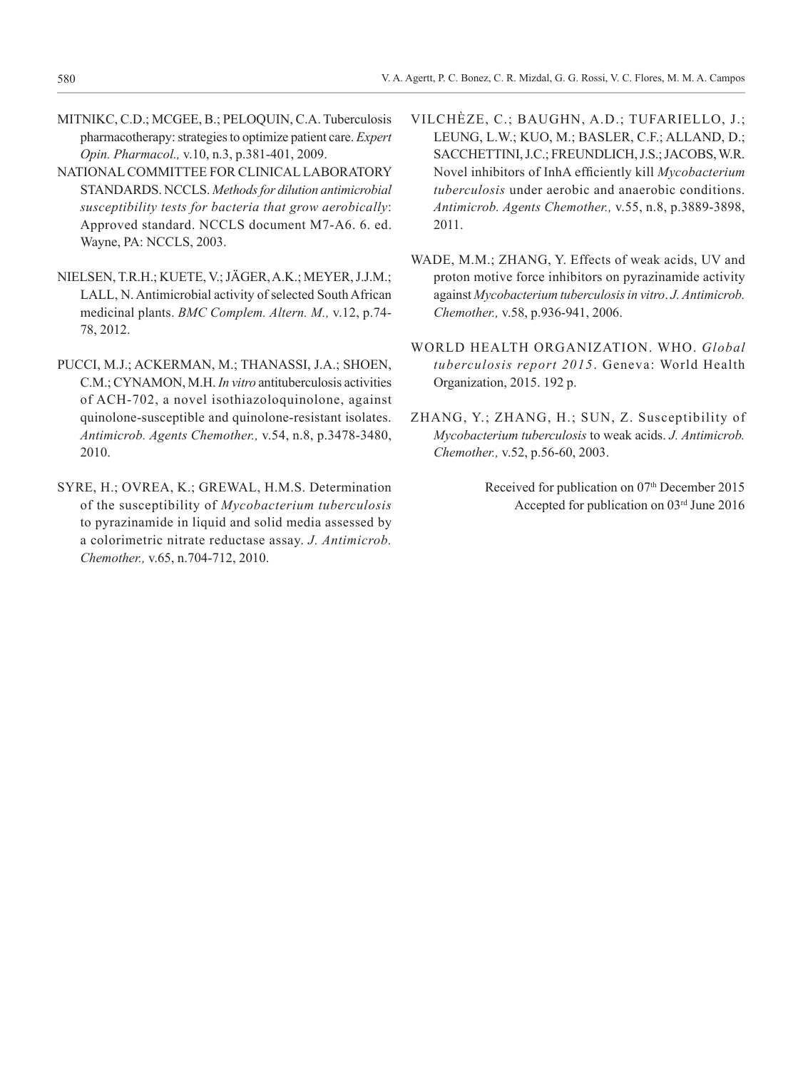MITNIKC, C.D.; MCGEE, B.; PELOQUIN, C.A. Tuberculosis pharmacotherapy: strategies to optimize patient care. *Expert Opin. Pharmacol.,* v.10, n.3, p.381-401, 2009.

NATIONAL COMMITTEE FOR CLINICAL LABORATORY STANDARDS. NCCLS. *Methods for dilution antimicrobial susceptibility tests for bacteria that grow aerobically*: Approved standard. NCCLS document M7-A6. 6. ed. Wayne, PA: NCCLS, 2003.

NIELSEN, T.R.H.; KUETE, V.; JÄGER, A.K.; MEYER, J.J.M.; LALL, N. Antimicrobial activity of selected South African medicinal plants. *BMC Complem. Altern. M.,* v.12, p.74-78, 2012.

PUCCI, M.J.; ACKERMAN, M.; THANASSI, J.A.; SHOEN, C.M.; CYNAMON, M.H. *In vitro* antituberculosis activities of ACH-702, a novel isothiazoloquinolone, against quinolone-susceptible and quinolone-resistant isolates. *Antimicrob. Agents Chemother.,* v.54, n.8, p.3478-3480, 2010.

SYRE, H.; OVREA, K.; GREWAL, H.M.S. Determination of the susceptibility of *Mycobacterium tuberculosis* to pyrazinamide in liquid and solid media assessed by a colorimetric nitrate reductase assay. *J. Antimicrob. Chemother.,* v.65, n.704-712, 2010.

VILCHÈZE, C.; BAUGHN, A.D.; TUFARIELLO, J.; LEUNG, L.W.; KUO, M.; BASLER, C.F.; ALLAND, D.; SACCHETTINI, J.C.; FREUNDLICH, J.S.; JACOBS, W.R. Novel inhibitors of InhA efficiently kill *Mycobacterium tuberculosis* under aerobic and anaerobic conditions. *Antimicrob. Agents Chemother.,* v.55, n.8, p.3889-3898, 2011.

WADE, M.M.; ZHANG, Y. Effects of weak acids, UV and proton motive force inhibitors on pyrazinamide activity against *Mycobacterium tuberculosis in vitro*. *J. Antimicrob. Chemother.,* v.58, p.936-941, 2006.

WORLD HEALTH ORGANIZATION. WHO. *Global tuberculosis report 2015*. Geneva: World Health Organization, 2015. 192 p.

ZHANG, Y.; ZHANG, H.; SUN, Z. Susceptibility of *Mycobacterium tuberculosis* to weak acids. *J. Antimicrob. Chemother.,* v.52, p.56-60, 2003.

Received for publication on 07th December 2015
Accepted for publication on 03rd June 2016